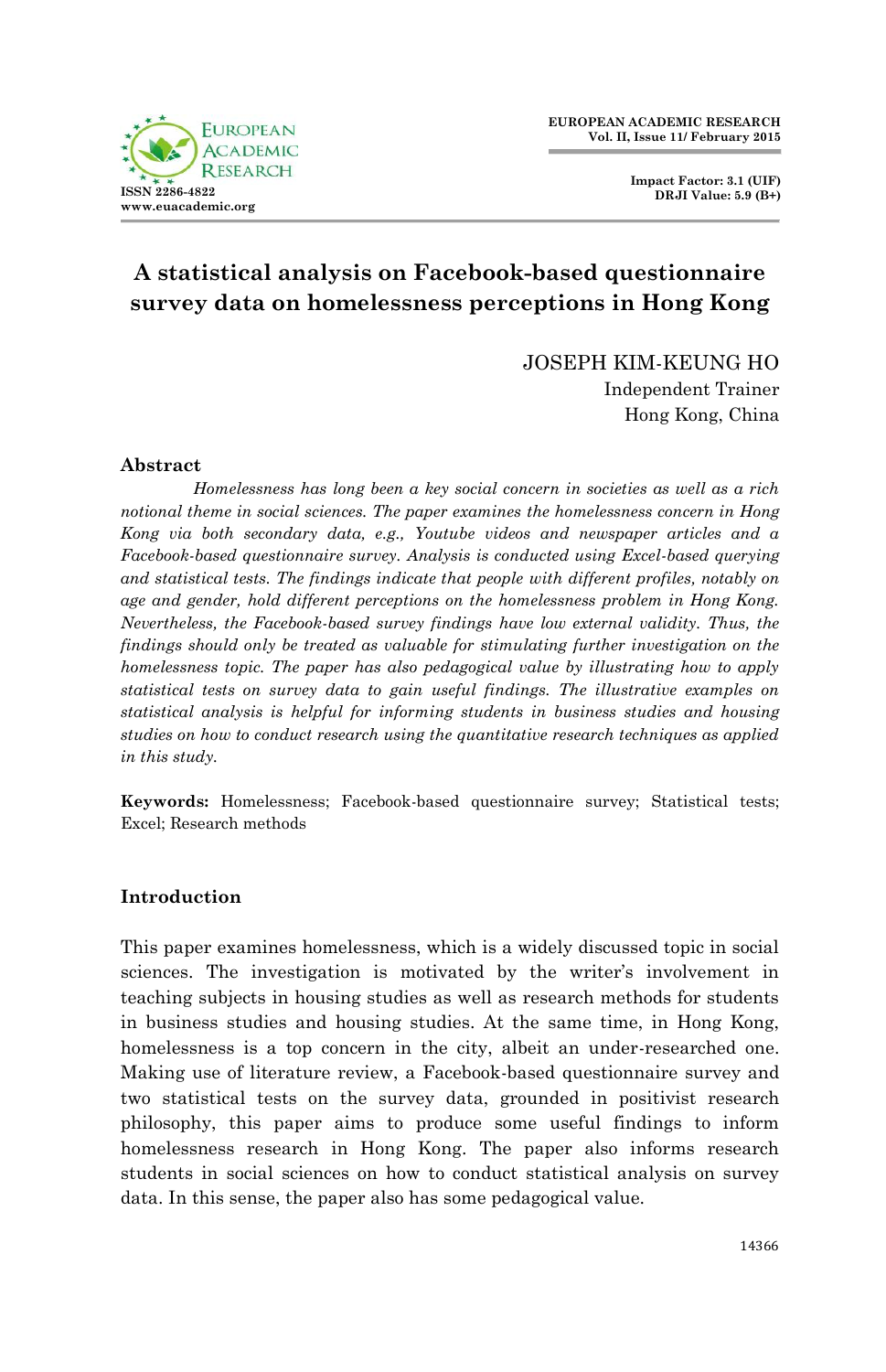# A statistical analysis on Facebook-based questionnaire survey data on homelessness perceptions in Hong Kong

JOSEPH KIM-KEUNG HO
Independent Trainer
Hong Kong, China

## Abstract

*Homelessness has long been a key social concern in societies as well as a rich notional theme in social sciences. The paper examines the homelessness concern in Hong Kong via both secondary data, e.g., Youtube videos and newspaper articles and a Facebook-based questionnaire survey. Analysis is conducted using Excel-based querying and statistical tests. The findings indicate that people with different profiles, notably on age and gender, hold different perceptions on the homelessness problem in Hong Kong. Nevertheless, the Facebook-based survey findings have low external validity. Thus, the findings should only be treated as valuable for stimulating further investigation on the homelessness topic. The paper has also pedagogical value by illustrating how to apply statistical tests on survey data to gain useful findings. The illustrative examples on statistical analysis is helpful for informing students in business studies and housing studies on how to conduct research using the quantitative research techniques as applied in this study.*

**Keywords:** Homelessness; Facebook-based questionnaire survey; Statistical tests; Excel; Research methods

## Introduction

This paper examines homelessness, which is a widely discussed topic in social sciences. The investigation is motivated by the writer's involvement in teaching subjects in housing studies as well as research methods for students in business studies and housing studies. At the same time, in Hong Kong, homelessness is a top concern in the city, albeit an under-researched one. Making use of literature review, a Facebook-based questionnaire survey and two statistical tests on the survey data, grounded in positivist research philosophy, this paper aims to produce some useful findings to inform homelessness research in Hong Kong. The paper also informs research students in social sciences on how to conduct statistical analysis on survey data. In this sense, the paper also has some pedagogical value.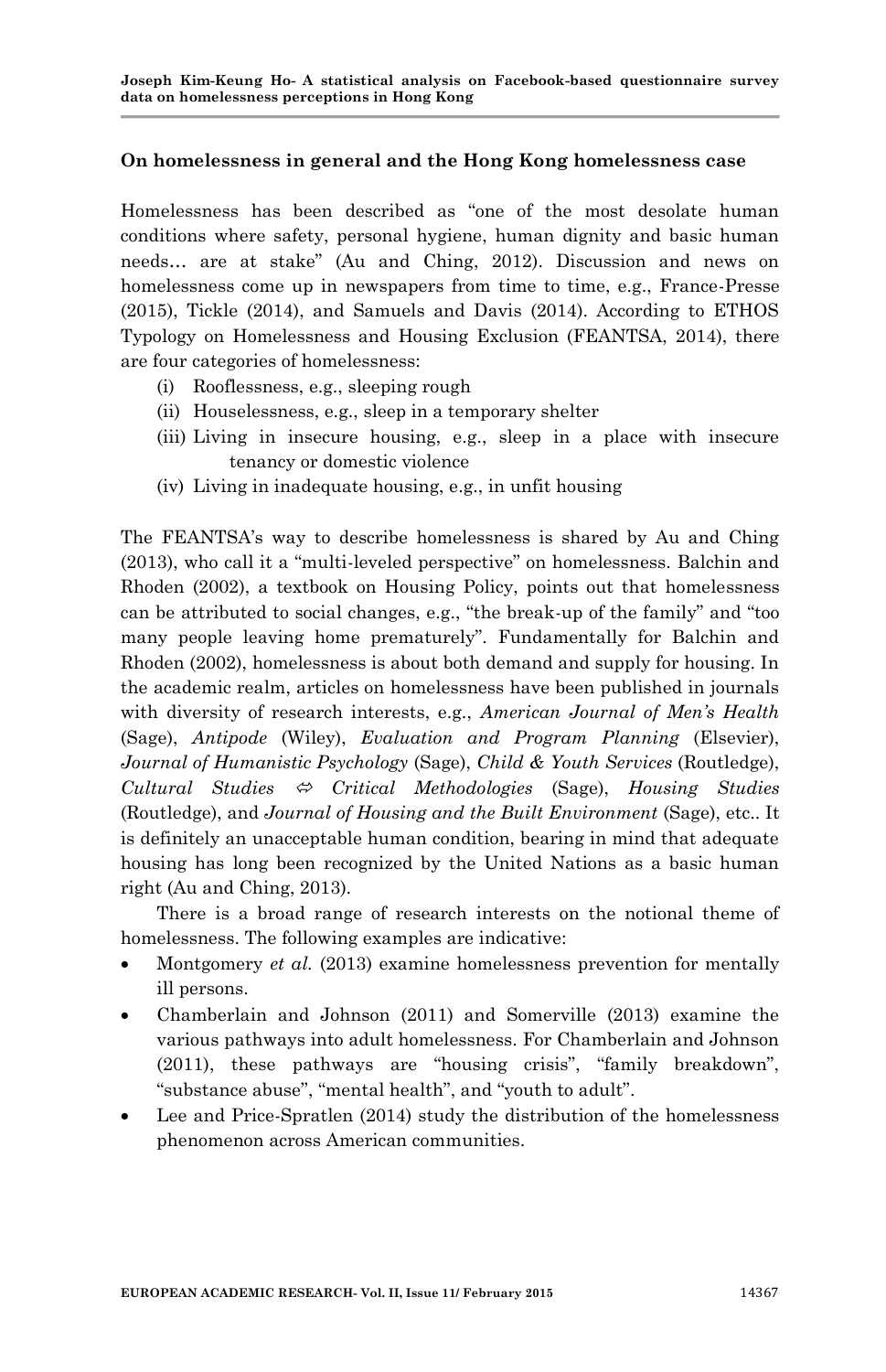**On homelessness in general and the Hong Kong homelessness case**

Homelessness has been described as "one of the most desolate human conditions where safety, personal hygiene, human dignity and basic human needs… are at stake" (Au and Ching, 2012). Discussion and news on homelessness come up in newspapers from time to time, e.g., France-Presse (2015), Tickle (2014), and Samuels and Davis (2014). According to ETHOS Typology on Homelessness and Housing Exclusion (FEANTSA, 2014), there are four categories of homelessness:

- (i) Rooflessness, e.g., sleeping rough
- (ii) Houselessness, e.g., sleep in a temporary shelter
- (iii) Living in insecure housing, e.g., sleep in a place with insecure tenancy or domestic violence
- (iv) Living in inadequate housing, e.g., in unfit housing

The FEANTSA's way to describe homelessness is shared by Au and Ching (2013), who call it a "multi-leveled perspective" on homelessness. Balchin and Rhoden (2002), a textbook on Housing Policy, points out that homelessness can be attributed to social changes, e.g., "the break-up of the family" and "too many people leaving home prematurely". Fundamentally for Balchin and Rhoden (2002), homelessness is about both demand and supply for housing. In the academic realm, articles on homelessness have been published in journals with diversity of research interests, e.g., *American Journal of Men's Health* (Sage), *Antipode* (Wiley), *Evaluation and Program Planning* (Elsevier), *Journal of Humanistic Psychology* (Sage), *Child & Youth Services* (Routledge), *Cultural Studies ⇔ Critical Methodologies* (Sage), *Housing Studies* (Routledge), and *Journal of Housing and the Built Environment* (Sage), etc.. It is definitely an unacceptable human condition, bearing in mind that adequate housing has long been recognized by the United Nations as a basic human right (Au and Ching, 2013).

There is a broad range of research interests on the notional theme of homelessness. The following examples are indicative:

- Montgomery *et al.* (2013) examine homelessness prevention for mentally ill persons.
- Chamberlain and Johnson (2011) and Somerville (2013) examine the various pathways into adult homelessness. For Chamberlain and Johnson (2011), these pathways are "housing crisis", "family breakdown", "substance abuse", "mental health", and "youth to adult".
- Lee and Price-Spratlen (2014) study the distribution of the homelessness phenomenon across American communities.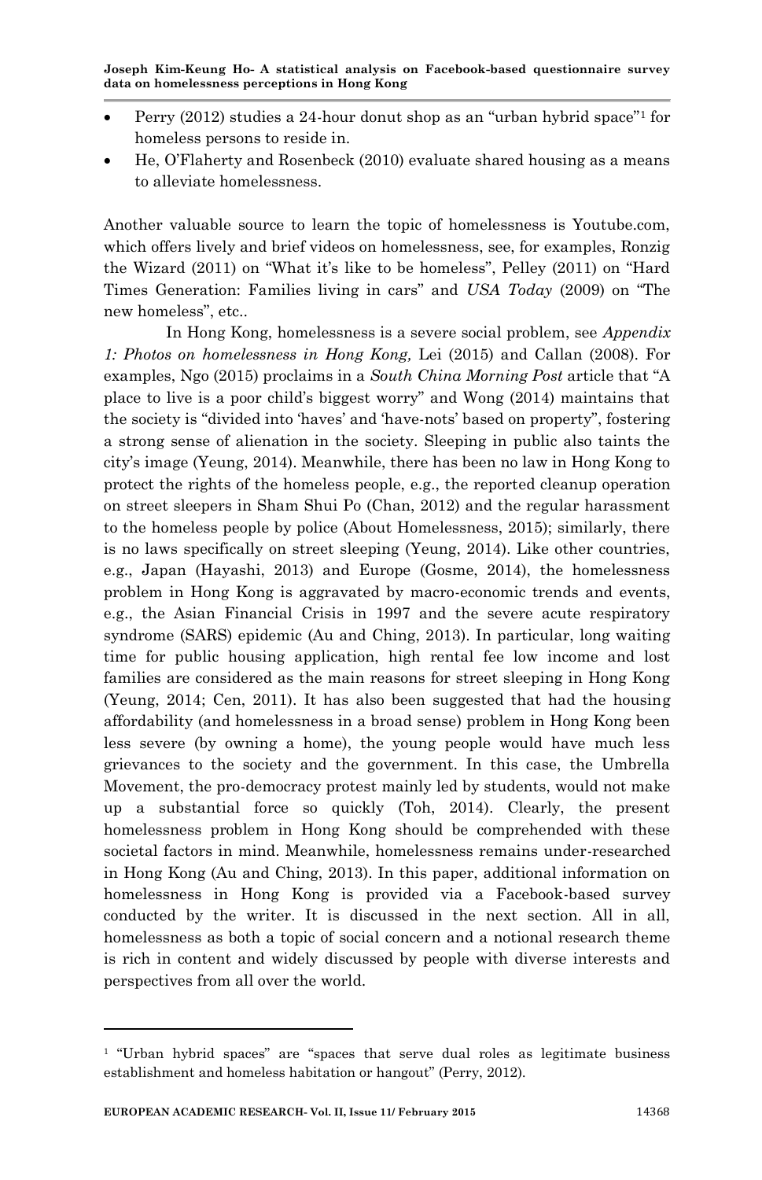- Perry (2012) studies a 24-hour donut shop as an "urban hybrid space"[1] for homeless persons to reside in.
- He, O'Flaherty and Rosenbeck (2010) evaluate shared housing as a means to alleviate homelessness.

Another valuable source to learn the topic of homelessness is Youtube.com, which offers lively and brief videos on homelessness, see, for examples, Ronzig the Wizard (2011) on "What it's like to be homeless", Pelley (2011) on "Hard Times Generation: Families living in cars" and *USA Today* (2009) on "The new homeless", etc..

In Hong Kong, homelessness is a severe social problem, see *Appendix 1: Photos on homelessness in Hong Kong,* Lei (2015) and Callan (2008). For examples, Ngo (2015) proclaims in a *South China Morning Post* article that "A place to live is a poor child's biggest worry" and Wong (2014) maintains that the society is "divided into 'haves' and 'have-nots' based on property", fostering a strong sense of alienation in the society. Sleeping in public also taints the city's image (Yeung, 2014). Meanwhile, there has been no law in Hong Kong to protect the rights of the homeless people, e.g., the reported cleanup operation on street sleepers in Sham Shui Po (Chan, 2012) and the regular harassment to the homeless people by police (About Homelessness, 2015); similarly, there is no laws specifically on street sleeping (Yeung, 2014). Like other countries, e.g., Japan (Hayashi, 2013) and Europe (Gosme, 2014), the homelessness problem in Hong Kong is aggravated by macro-economic trends and events, e.g., the Asian Financial Crisis in 1997 and the severe acute respiratory syndrome (SARS) epidemic (Au and Ching, 2013). In particular, long waiting time for public housing application, high rental fee low income and lost families are considered as the main reasons for street sleeping in Hong Kong (Yeung, 2014; Cen, 2011). It has also been suggested that had the housing affordability (and homelessness in a broad sense) problem in Hong Kong been less severe (by owning a home), the young people would have much less grievances to the society and the government. In this case, the Umbrella Movement, the pro-democracy protest mainly led by students, would not make up a substantial force so quickly (Toh, 2014). Clearly, the present homelessness problem in Hong Kong should be comprehended with these societal factors in mind. Meanwhile, homelessness remains under-researched in Hong Kong (Au and Ching, 2013). In this paper, additional information on homelessness in Hong Kong is provided via a Facebook-based survey conducted by the writer. It is discussed in the next section. All in all, homelessness as both a topic of social concern and a notional research theme is rich in content and widely discussed by people with diverse interests and perspectives from all over the world.

---

[1] "Urban hybrid spaces" are "spaces that serve dual roles as legitimate business establishment and homeless habitation or hangout" (Perry, 2012).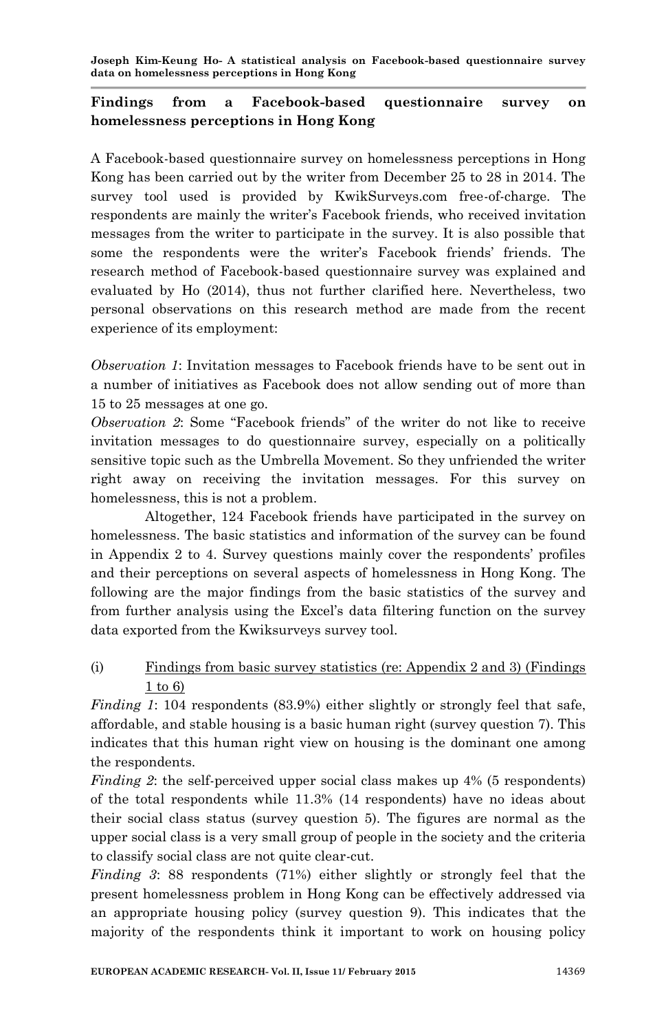## Findings from a Facebook-based questionnaire survey on homelessness perceptions in Hong Kong

A Facebook-based questionnaire survey on homelessness perceptions in Hong Kong has been carried out by the writer from December 25 to 28 in 2014. The survey tool used is provided by KwikSurveys.com free-of-charge. The respondents are mainly the writer's Facebook friends, who received invitation messages from the writer to participate in the survey. It is also possible that some the respondents were the writer's Facebook friends' friends. The research method of Facebook-based questionnaire survey was explained and evaluated by Ho (2014), thus not further clarified here. Nevertheless, two personal observations on this research method are made from the recent experience of its employment:

*Observation 1*: Invitation messages to Facebook friends have to be sent out in a number of initiatives as Facebook does not allow sending out of more than 15 to 25 messages at one go.
*Observation 2*: Some "Facebook friends" of the writer do not like to receive invitation messages to do questionnaire survey, especially on a politically sensitive topic such as the Umbrella Movement. So they unfriended the writer right away on receiving the invitation messages. For this survey on homelessness, this is not a problem.

Altogether, 124 Facebook friends have participated in the survey on homelessness. The basic statistics and information of the survey can be found in Appendix 2 to 4. Survey questions mainly cover the respondents' profiles and their perceptions on several aspects of homelessness in Hong Kong. The following are the major findings from the basic statistics of the survey and from further analysis using the Excel's data filtering function on the survey data exported from the Kwiksurveys survey tool.

(i) Findings from basic survey statistics (re: Appendix 2 and 3) (Findings 1 to 6)

*Finding 1*: 104 respondents (83.9%) either slightly or strongly feel that safe, affordable, and stable housing is a basic human right (survey question 7). This indicates that this human right view on housing is the dominant one among the respondents.
*Finding 2*: the self-perceived upper social class makes up 4% (5 respondents) of the total respondents while 11.3% (14 respondents) have no ideas about their social class status (survey question 5). The figures are normal as the upper social class is a very small group of people in the society and the criteria to classify social class are not quite clear-cut.
*Finding 3*: 88 respondents (71%) either slightly or strongly feel that the present homelessness problem in Hong Kong can be effectively addressed via an appropriate housing policy (survey question 9). This indicates that the majority of the respondents think it important to work on housing policy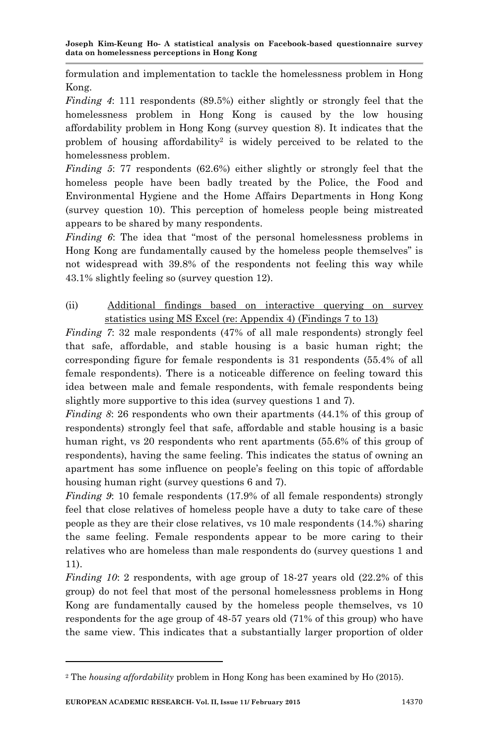formulation and implementation to tackle the homelessness problem in Hong Kong.

*Finding 4*: 111 respondents (89.5%) either slightly or strongly feel that the homelessness problem in Hong Kong is caused by the low housing affordability problem in Hong Kong (survey question 8). It indicates that the problem of housing affordability[2] is widely perceived to be related to the homelessness problem.

*Finding 5*: 77 respondents (62.6%) either slightly or strongly feel that the homeless people have been badly treated by the Police, the Food and Environmental Hygiene and the Home Affairs Departments in Hong Kong (survey question 10). This perception of homeless people being mistreated appears to be shared by many respondents.

*Finding 6*: The idea that "most of the personal homelessness problems in Hong Kong are fundamentally caused by the homeless people themselves" is not widespread with 39.8% of the respondents not feeling this way while 43.1% slightly feeling so (survey question 12).

(ii) <u>Additional findings based on interactive querying on survey statistics using MS Excel (re: Appendix 4) (Findings 7 to 13)</u>

*Finding 7*: 32 male respondents (47% of all male respondents) strongly feel that safe, affordable, and stable housing is a basic human right; the corresponding figure for female respondents is 31 respondents (55.4% of all female respondents). There is a noticeable difference on feeling toward this idea between male and female respondents, with female respondents being slightly more supportive to this idea (survey questions 1 and 7).

*Finding 8*: 26 respondents who own their apartments (44.1% of this group of respondents) strongly feel that safe, affordable and stable housing is a basic human right, vs 20 respondents who rent apartments (55.6% of this group of respondents), having the same feeling. This indicates the status of owning an apartment has some influence on people's feeling on this topic of affordable housing human right (survey questions 6 and 7).

*Finding 9*: 10 female respondents (17.9% of all female respondents) strongly feel that close relatives of homeless people have a duty to take care of these people as they are their close relatives, vs 10 male respondents (14.%) sharing the same feeling. Female respondents appear to be more caring to their relatives who are homeless than male respondents do (survey questions 1 and 11).

*Finding 10*: 2 respondents, with age group of 18-27 years old (22.2% of this group) do not feel that most of the personal homelessness problems in Hong Kong are fundamentally caused by the homeless people themselves, vs 10 respondents for the age group of 48-57 years old (71% of this group) who have the same view. This indicates that a substantially larger proportion of older

---

[2] The *housing affordability* problem in Hong Kong has been examined by Ho (2015).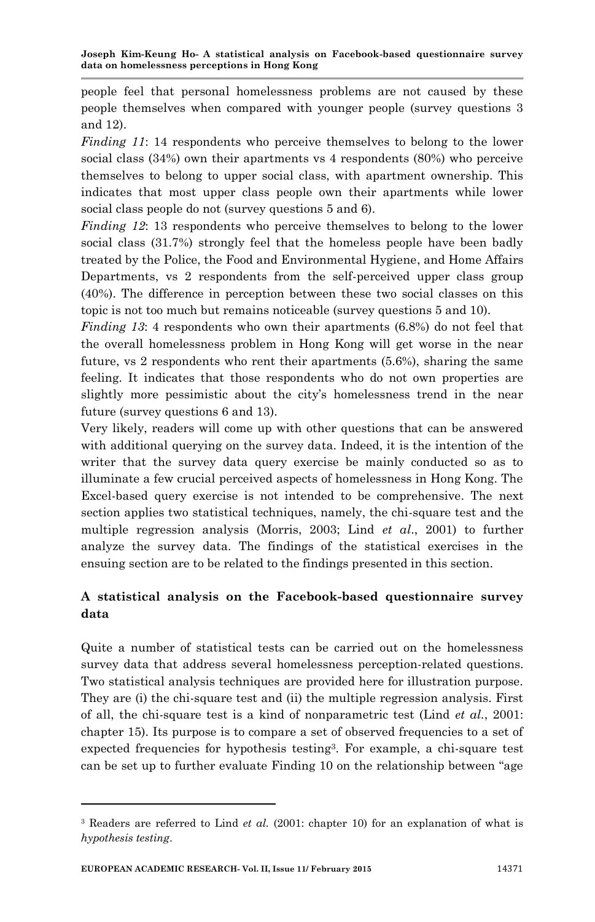people feel that personal homelessness problems are not caused by these people themselves when compared with younger people (survey questions 3 and 12).

*Finding 11*: 14 respondents who perceive themselves to belong to the lower social class (34%) own their apartments vs 4 respondents (80%) who perceive themselves to belong to upper social class, with apartment ownership. This indicates that most upper class people own their apartments while lower social class people do not (survey questions 5 and 6).

*Finding 12*: 13 respondents who perceive themselves to belong to the lower social class (31.7%) strongly feel that the homeless people have been badly treated by the Police, the Food and Environmental Hygiene, and Home Affairs Departments, vs 2 respondents from the self-perceived upper class group (40%). The difference in perception between these two social classes on this topic is not too much but remains noticeable (survey questions 5 and 10).

*Finding 13*: 4 respondents who own their apartments (6.8%) do not feel that the overall homelessness problem in Hong Kong will get worse in the near future, vs 2 respondents who rent their apartments (5.6%), sharing the same feeling. It indicates that those respondents who do not own properties are slightly more pessimistic about the city's homelessness trend in the near future (survey questions 6 and 13).

Very likely, readers will come up with other questions that can be answered with additional querying on the survey data. Indeed, it is the intention of the writer that the survey data query exercise be mainly conducted so as to illuminate a few crucial perceived aspects of homelessness in Hong Kong. The Excel-based query exercise is not intended to be comprehensive. The next section applies two statistical techniques, namely, the chi-square test and the multiple regression analysis (Morris, 2003; Lind *et al*., 2001) to further analyze the survey data. The findings of the statistical exercises in the ensuing section are to be related to the findings presented in this section.

## A statistical analysis on the Facebook-based questionnaire survey data

Quite a number of statistical tests can be carried out on the homelessness survey data that address several homelessness perception-related questions. Two statistical analysis techniques are provided here for illustration purpose. They are (i) the chi-square test and (ii) the multiple regression analysis. First of all, the chi-square test is a kind of nonparametric test (Lind *et al*., 2001: chapter 15). Its purpose is to compare a set of observed frequencies to a set of expected frequencies for hypothesis testing[3]. For example, a chi-square test can be set up to further evaluate Finding 10 on the relationship between "age

---

[3] Readers are referred to Lind *et al.* (2001: chapter 10) for an explanation of what is *hypothesis testing*.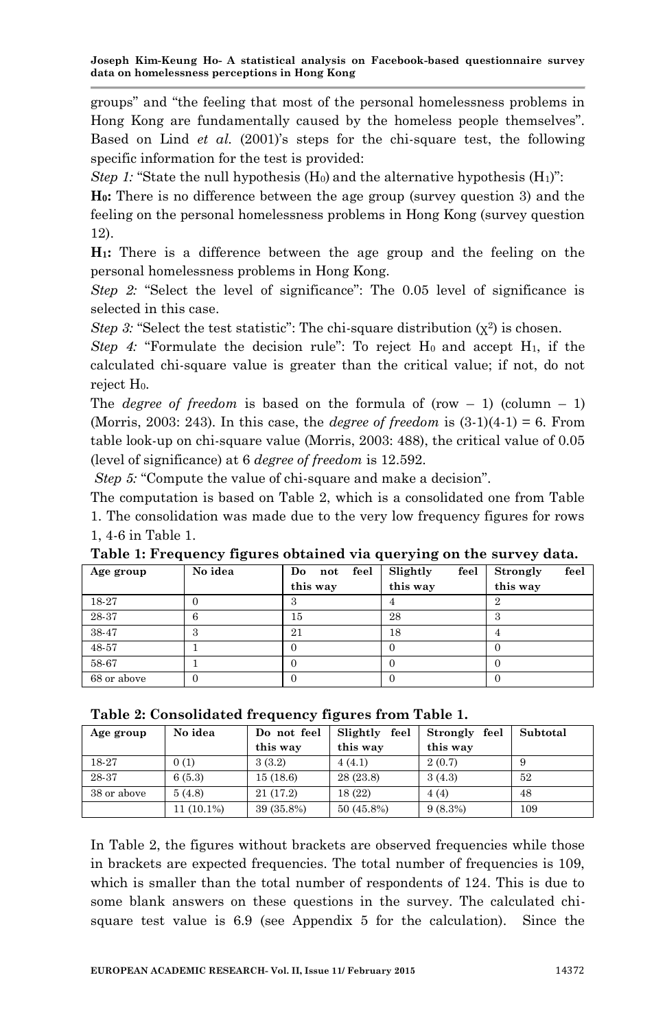groups" and "the feeling that most of the personal homelessness problems in Hong Kong are fundamentally caused by the homeless people themselves". Based on Lind *et al.* (2001)'s steps for the chi-square test, the following specific information for the test is provided:

*Step 1:* "State the null hypothesis ($H_0$) and the alternative hypothesis ($H_1$)":

**$H_0$:** There is no difference between the age group (survey question 3) and the feeling on the personal homelessness problems in Hong Kong (survey question 12).

**$H_1$:** There is a difference between the age group and the feeling on the personal homelessness problems in Hong Kong.

*Step 2:* "Select the level of significance": The 0.05 level of significance is selected in this case.

*Step 3:* "Select the test statistic": The chi-square distribution ($\chi^2$) is chosen.

*Step 4:* "Formulate the decision rule": To reject $H_0$ and accept $H_1$, if the calculated chi-square value is greater than the critical value; if not, do not reject $H_0$.

The *degree of freedom* is based on the formula of (row – 1) (column – 1) (Morris, 2003: 243). In this case, the *degree of freedom* is (3-1)(4-1) = 6. From table look-up on chi-square value (Morris, 2003: 488), the critical value of 0.05 (level of significance) at 6 *degree of freedom* is 12.592.

*Step 5:* "Compute the value of chi-square and make a decision".

The computation is based on Table 2, which is a consolidated one from Table 1. The consolidation was made due to the very low frequency figures for rows 1, 4-6 in Table 1.

**Table 1: Frequency figures obtained via querying on the survey data.**

| Age group | No idea | Do not feel this way | Slightly feel this way | Strongly feel this way |
|---|---|---|---|---|
| 18-27 | 0 | 3 | 4 | 2 |
| 28-37 | 6 | 15 | 28 | 3 |
| 38-47 | 3 | 21 | 18 | 4 |
| 48-57 | 1 | 0 | 0 | 0 |
| 58-67 | 1 | 0 | 0 | 0 |
| 68 or above | 0 | 0 | 0 | 0 |

**Table 2: Consolidated frequency figures from Table 1.**

| Age group | No idea | Do not feel this way | Slightly feel this way | Strongly feel this way | Subtotal |
|---|---|---|---|---|---|
| 18-27 | 0 (1) | 3 (3.2) | 4 (4.1) | 2 (0.7) | 9 |
| 28-37 | 6 (5.3) | 15 (18.6) | 28 (23.8) | 3 (4.3) | 52 |
| 38 or above | 5 (4.8) | 21 (17.2) | 18 (22) | 4 (4) | 48 |
| | 11 (10.1%) | 39 (35.8%) | 50 (45.8%) | 9 (8.3%) | 109 |

In Table 2, the figures without brackets are observed frequencies while those in brackets are expected frequencies. The total number of frequencies is 109, which is smaller than the total number of respondents of 124. This is due to some blank answers on these questions in the survey. The calculated chi-square test value is 6.9 (see Appendix 5 for the calculation). Since the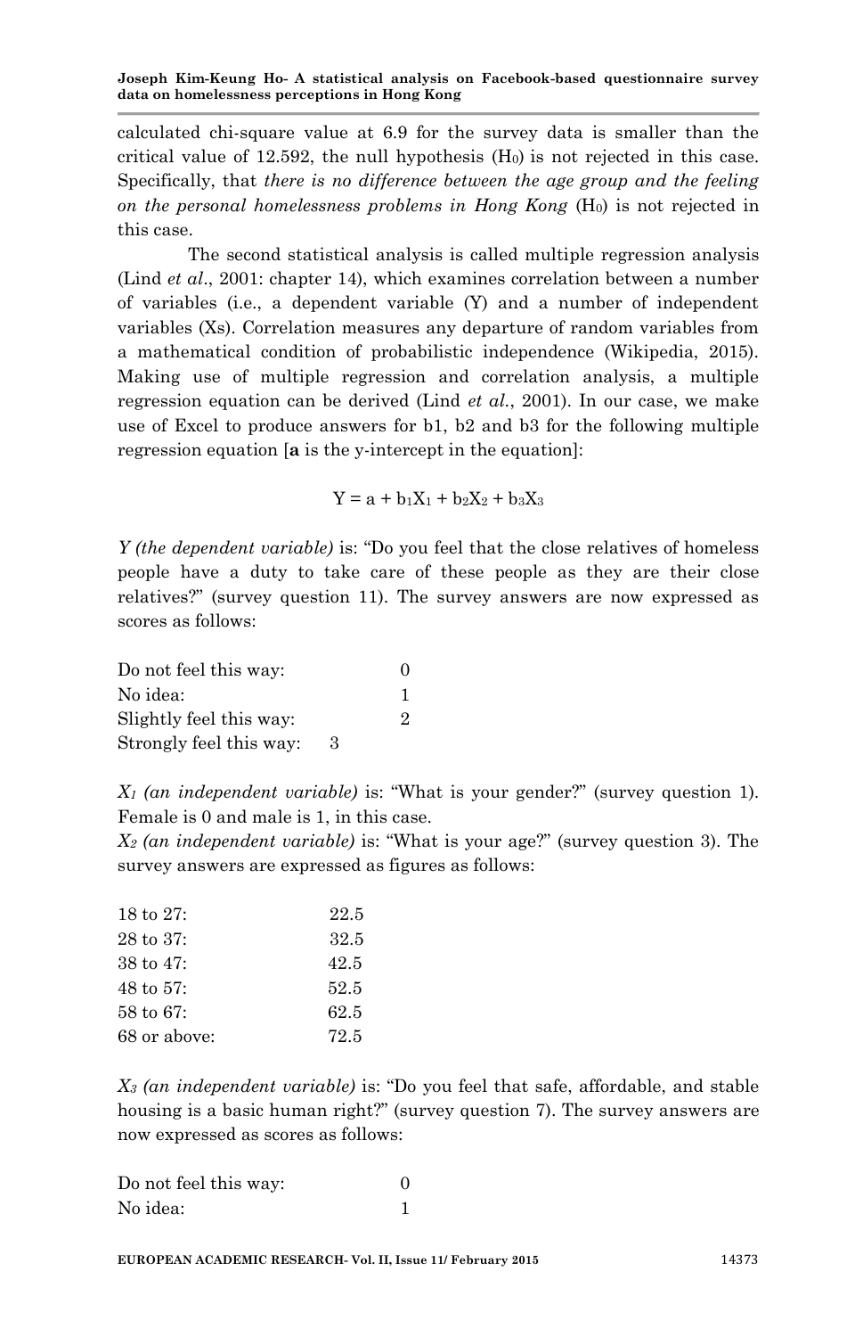calculated chi-square value at 6.9 for the survey data is smaller than the critical value of 12.592, the null hypothesis ($H_0$) is not rejected in this case. Specifically, that *there is no difference between the age group and the feeling on the personal homelessness problems in Hong Kong* ($H_0$) is not rejected in this case.

The second statistical analysis is called multiple regression analysis (Lind *et al*., 2001: chapter 14), which examines correlation between a number of variables (i.e., a dependent variable (Y) and a number of independent variables (Xs). Correlation measures any departure of random variables from a mathematical condition of probabilistic independence (Wikipedia, 2015). Making use of multiple regression and correlation analysis, a multiple regression equation can be derived (Lind *et al*., 2001). In our case, we make use of Excel to produce answers for b1, b2 and b3 for the following multiple regression equation [**a** is the y-intercept in the equation]:

$$Y = a + b_1X_1 + b_2X_2 + b_3X_3$$

*Y (the dependent variable)* is: "Do you feel that the close relatives of homeless people have a duty to take care of these people as they are their close relatives?" (survey question 11). The survey answers are now expressed as scores as follows:

| | |
|---|---|
| Do not feel this way: | 0 |
| No idea: | 1 |
| Slightly feel this way: | 2 |
| Strongly feel this way: | 3 |

*$X_1$ (an independent variable)* is: "What is your gender?" (survey question 1). Female is 0 and male is 1, in this case.

*$X_2$ (an independent variable)* is: "What is your age?" (survey question 3). The survey answers are expressed as figures as follows:

| | |
|---|---|
| 18 to 27: | 22.5 |
| 28 to 37: | 32.5 |
| 38 to 47: | 42.5 |
| 48 to 57: | 52.5 |
| 58 to 67: | 62.5 |
| 68 or above: | 72.5 |

*$X_3$ (an independent variable)* is: "Do you feel that safe, affordable, and stable housing is a basic human right?" (survey question 7). The survey answers are now expressed as scores as follows:

| | |
|---|---|
| Do not feel this way: | 0 |
| No idea: | 1 |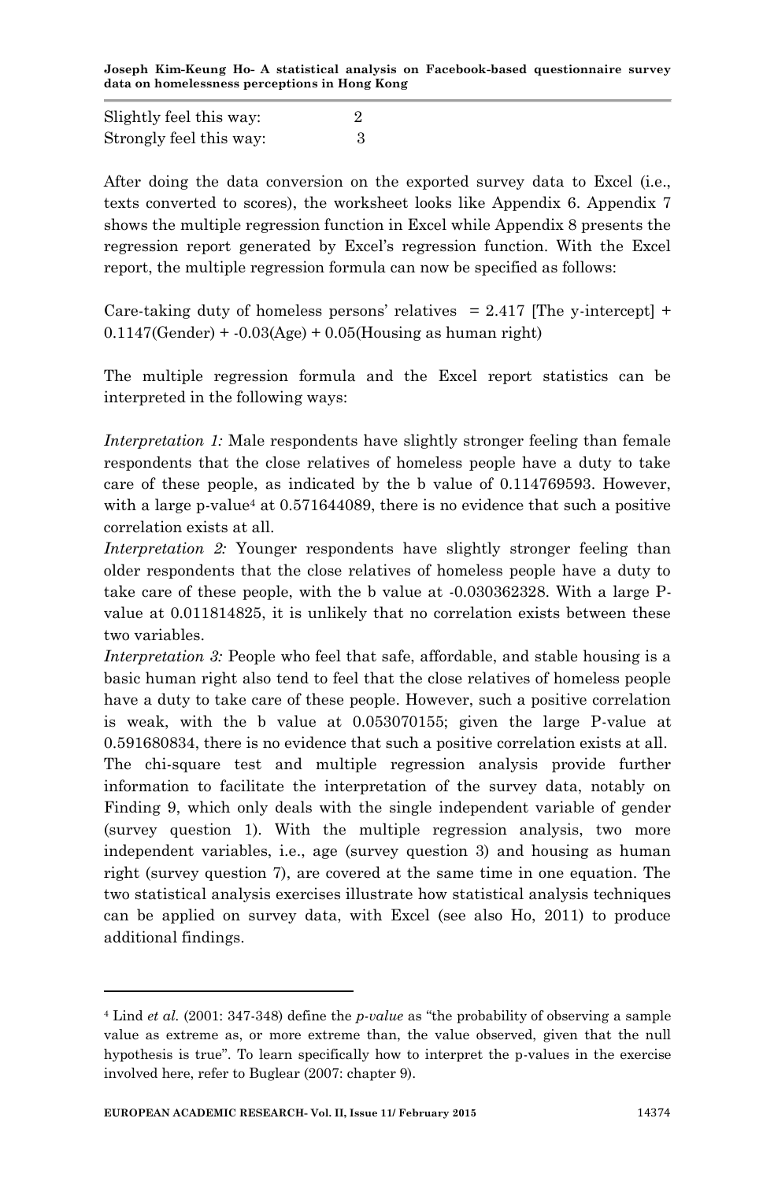Slightly feel this way: 2
Strongly feel this way: 3

After doing the data conversion on the exported survey data to Excel (i.e., texts converted to scores), the worksheet looks like Appendix 6. Appendix 7 shows the multiple regression function in Excel while Appendix 8 presents the regression report generated by Excel's regression function. With the Excel report, the multiple regression formula can now be specified as follows:

Care-taking duty of homeless persons' relatives = 2.417 [The y-intercept] + 0.1147(Gender) + -0.03(Age) + 0.05(Housing as human right)

The multiple regression formula and the Excel report statistics can be interpreted in the following ways:

*Interpretation 1:* Male respondents have slightly stronger feeling than female respondents that the close relatives of homeless people have a duty to take care of these people, as indicated by the b value of 0.114769593. However, with a large p-value[4] at 0.571644089, there is no evidence that such a positive correlation exists at all.

*Interpretation 2:* Younger respondents have slightly stronger feeling than older respondents that the close relatives of homeless people have a duty to take care of these people, with the b value at -0.030362328. With a large P-value at 0.011814825, it is unlikely that no correlation exists between these two variables.

*Interpretation 3:* People who feel that safe, affordable, and stable housing is a basic human right also tend to feel that the close relatives of homeless people have a duty to take care of these people. However, such a positive correlation is weak, with the b value at 0.053070155; given the large P-value at 0.591680834, there is no evidence that such a positive correlation exists at all.

The chi-square test and multiple regression analysis provide further information to facilitate the interpretation of the survey data, notably on Finding 9, which only deals with the single independent variable of gender (survey question 1). With the multiple regression analysis, two more independent variables, i.e., age (survey question 3) and housing as human right (survey question 7), are covered at the same time in one equation. The two statistical analysis exercises illustrate how statistical analysis techniques can be applied on survey data, with Excel (see also Ho, 2011) to produce additional findings.

---

[4] Lind *et al.* (2001: 347-348) define the *p-value* as "the probability of observing a sample value as extreme as, or more extreme than, the value observed, given that the null hypothesis is true". To learn specifically how to interpret the p-values in the exercise involved here, refer to Buglear (2007: chapter 9).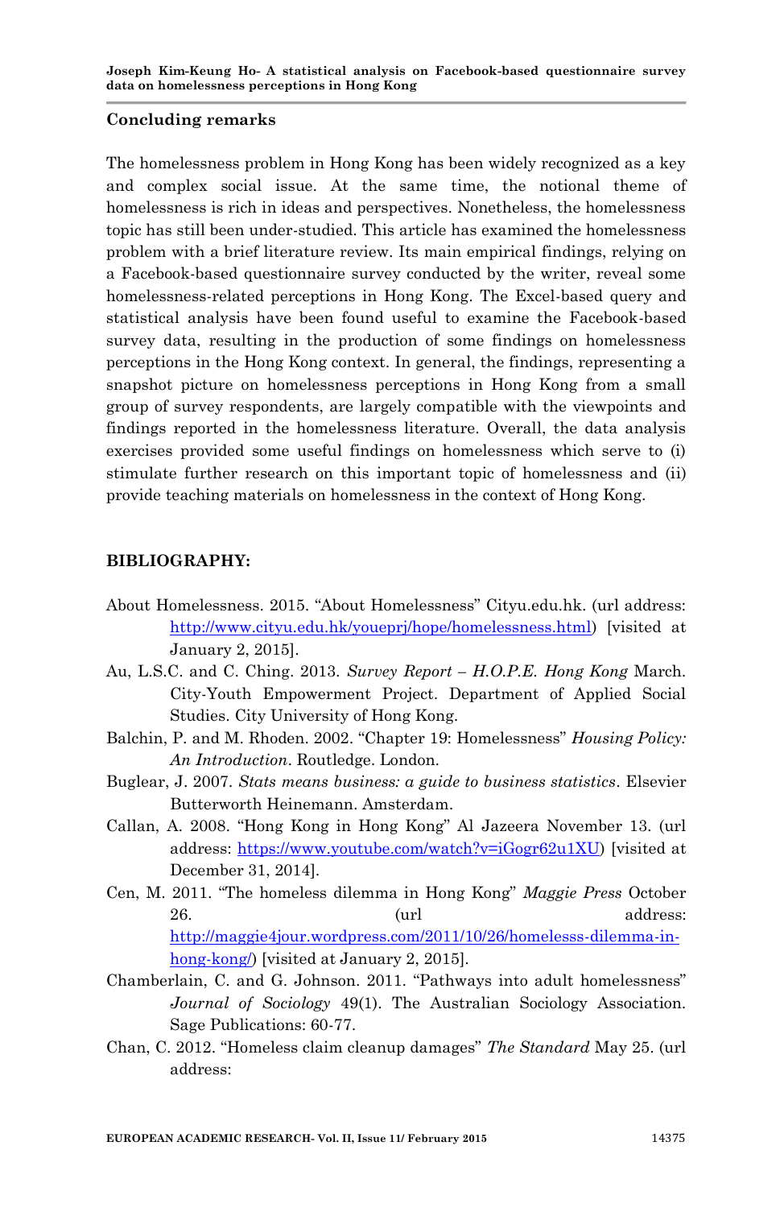## Concluding remarks

The homelessness problem in Hong Kong has been widely recognized as a key and complex social issue. At the same time, the notional theme of homelessness is rich in ideas and perspectives. Nonetheless, the homelessness topic has still been under-studied. This article has examined the homelessness problem with a brief literature review. Its main empirical findings, relying on a Facebook-based questionnaire survey conducted by the writer, reveal some homelessness-related perceptions in Hong Kong. The Excel-based query and statistical analysis have been found useful to examine the Facebook-based survey data, resulting in the production of some findings on homelessness perceptions in the Hong Kong context. In general, the findings, representing a snapshot picture on homelessness perceptions in Hong Kong from a small group of survey respondents, are largely compatible with the viewpoints and findings reported in the homelessness literature. Overall, the data analysis exercises provided some useful findings on homelessness which serve to (i) stimulate further research on this important topic of homelessness and (ii) provide teaching materials on homelessness in the context of Hong Kong.

## BIBLIOGRAPHY:

About Homelessness. 2015. "About Homelessness" Cityu.edu.hk. (url address: http://www.cityu.edu.hk/youeprj/hope/homelessness.html) [visited at January 2, 2015].

Au, L.S.C. and C. Ching. 2013. *Survey Report – H.O.P.E. Hong Kong* March. City-Youth Empowerment Project. Department of Applied Social Studies. City University of Hong Kong.

Balchin, P. and M. Rhoden. 2002. "Chapter 19: Homelessness" *Housing Policy: An Introduction*. Routledge. London.

Buglear, J. 2007. *Stats means business: a guide to business statistics*. Elsevier Butterworth Heinemann. Amsterdam.

Callan, A. 2008. "Hong Kong in Hong Kong" Al Jazeera November 13. (url address: https://www.youtube.com/watch?v=iGogr62u1XU) [visited at December 31, 2014].

Cen, M. 2011. "The homeless dilemma in Hong Kong" *Maggie Press* October 26. (url address: http://maggie4jour.wordpress.com/2011/10/26/homelesss-dilemma-in-hong-kong/) [visited at January 2, 2015].

Chamberlain, C. and G. Johnson. 2011. "Pathways into adult homelessness" *Journal of Sociology* 49(1). The Australian Sociology Association. Sage Publications: 60-77.

Chan, C. 2012. "Homeless claim cleanup damages" *The Standard* May 25. (url address: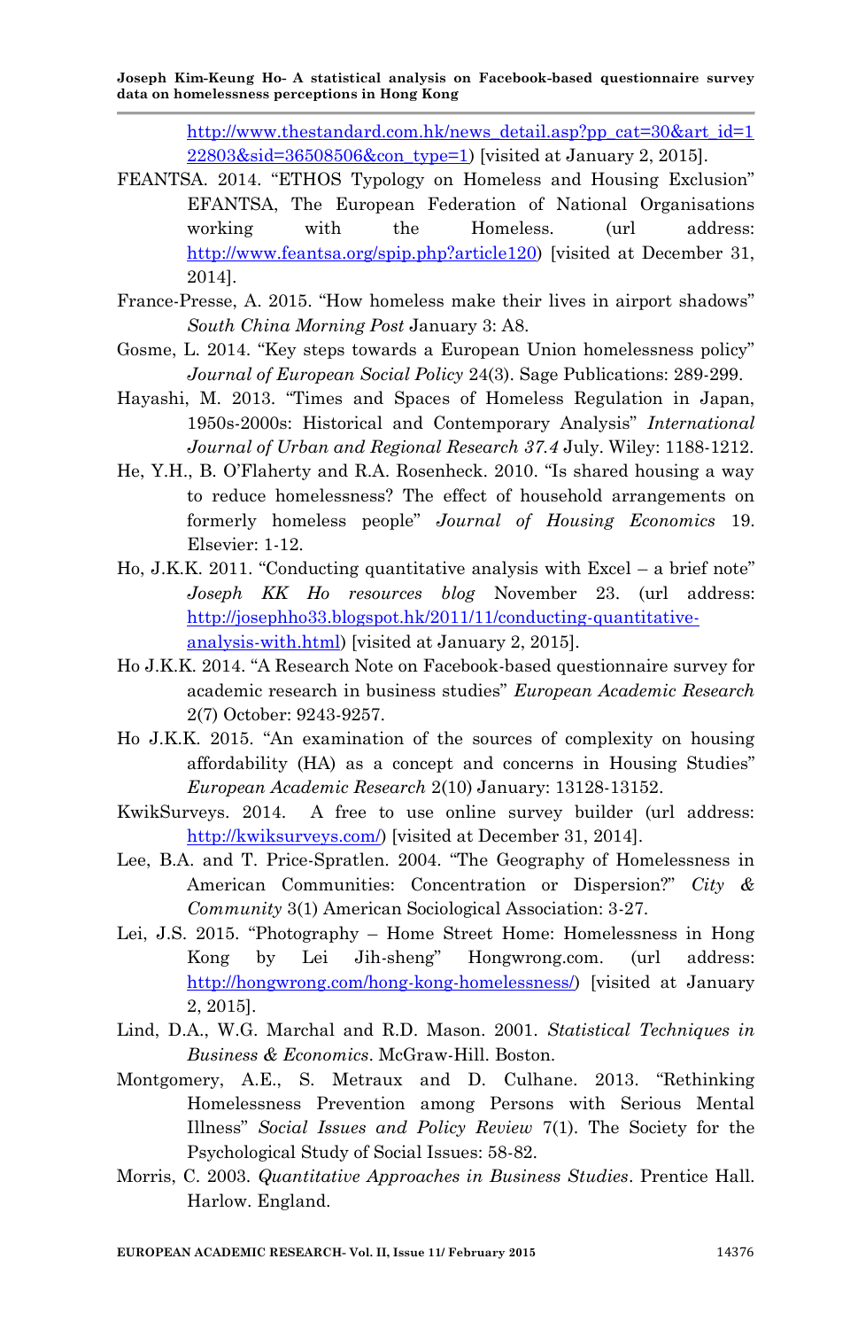http://www.thestandard.com.hk/news_detail.asp?pp_cat=30&art_id=122803&sid=36508506&con_type=1) [visited at January 2, 2015].

FEANTSA. 2014. "ETHOS Typology on Homeless and Housing Exclusion" EFANTSA, The European Federation of National Organisations working with the Homeless. (url address: http://www.feantsa.org/spip.php?article120) [visited at December 31, 2014].

France-Presse, A. 2015. "How homeless make their lives in airport shadows" *South China Morning Post* January 3: A8.

Gosme, L. 2014. "Key steps towards a European Union homelessness policy" *Journal of European Social Policy* 24(3). Sage Publications: 289-299.

Hayashi, M. 2013. "Times and Spaces of Homeless Regulation in Japan, 1950s-2000s: Historical and Contemporary Analysis" *International Journal of Urban and Regional Research 37.4* July. Wiley: 1188-1212.

He, Y.H., B. O'Flaherty and R.A. Rosenheck. 2010. "Is shared housing a way to reduce homelessness? The effect of household arrangements on formerly homeless people" *Journal of Housing Economics* 19. Elsevier: 1-12.

Ho, J.K.K. 2011. "Conducting quantitative analysis with Excel – a brief note" *Joseph KK Ho resources blog* November 23. (url address: http://josephho33.blogspot.hk/2011/11/conducting-quantitative-analysis-with.html) [visited at January 2, 2015].

Ho J.K.K. 2014. "A Research Note on Facebook-based questionnaire survey for academic research in business studies" *European Academic Research* 2(7) October: 9243-9257.

Ho J.K.K. 2015. "An examination of the sources of complexity on housing affordability (HA) as a concept and concerns in Housing Studies" *European Academic Research* 2(10) January: 13128-13152.

KwikSurveys. 2014. A free to use online survey builder (url address: http://kwiksurveys.com/) [visited at December 31, 2014].

Lee, B.A. and T. Price-Spratlen. 2004. "The Geography of Homelessness in American Communities: Concentration or Dispersion?" *City & Community* 3(1) American Sociological Association: 3-27.

Lei, J.S. 2015. "Photography – Home Street Home: Homelessness in Hong Kong by Lei Jih-sheng" Hongwrong.com. (url address: http://hongwrong.com/hong-kong-homelessness/) [visited at January 2, 2015].

Lind, D.A., W.G. Marchal and R.D. Mason. 2001. *Statistical Techniques in Business & Economics*. McGraw-Hill. Boston.

Montgomery, A.E., S. Metraux and D. Culhane. 2013. "Rethinking Homelessness Prevention among Persons with Serious Mental Illness" *Social Issues and Policy Review* 7(1). The Society for the Psychological Study of Social Issues: 58-82.

Morris, C. 2003. *Quantitative Approaches in Business Studies*. Prentice Hall. Harlow. England.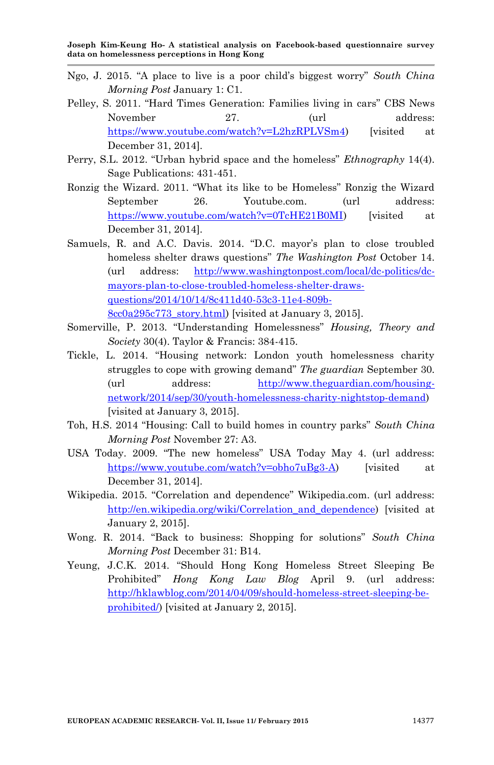Ngo, J. 2015. "A place to live is a poor child's biggest worry" *South China Morning Post* January 1: C1.

Pelley, S. 2011. "Hard Times Generation: Families living in cars" CBS News November 27. (url address: https://www.youtube.com/watch?v=L2hzRPLVSm4) [visited at December 31, 2014].

Perry, S.L. 2012. "Urban hybrid space and the homeless" *Ethnography* 14(4). Sage Publications: 431-451.

Ronzig the Wizard. 2011. "What its like to be Homeless" Ronzig the Wizard September 26. Youtube.com. (url address: https://www.youtube.com/watch?v=0TcHE21B0MI) [visited at December 31, 2014].

Samuels, R. and A.C. Davis. 2014. "D.C. mayor's plan to close troubled homeless shelter draws questions" *The Washington Post* October 14. (url address: http://www.washingtonpost.com/local/dc-politics/dc-mayors-plan-to-close-troubled-homeless-shelter-draws-questions/2014/10/14/8c411d40-53c3-11e4-809b-8cc0a295c773_story.html) [visited at January 3, 2015].

Somerville, P. 2013. "Understanding Homelessness" *Housing, Theory and Society* 30(4). Taylor & Francis: 384-415.

Tickle, L. 2014. "Housing network: London youth homelessness charity struggles to cope with growing demand" *The guardian* September 30. (url address: http://www.theguardian.com/housing-network/2014/sep/30/youth-homelessness-charity-nightstop-demand) [visited at January 3, 2015].

Toh, H.S. 2014 "Housing: Call to build homes in country parks" *South China Morning Post* November 27: A3.

USA Today. 2009. "The new homeless" USA Today May 4. (url address: https://www.youtube.com/watch?v=obho7uBg3-A) [visited at December 31, 2014].

Wikipedia. 2015. "Correlation and dependence" Wikipedia.com. (url address: http://en.wikipedia.org/wiki/Correlation_and_dependence) [visited at January 2, 2015].

Wong. R. 2014. "Back to business: Shopping for solutions" *South China Morning Post* December 31: B14.

Yeung, J.C.K. 2014. "Should Hong Kong Homeless Street Sleeping Be Prohibited" *Hong Kong Law Blog* April 9. (url address: http://hklawblog.com/2014/04/09/should-homeless-street-sleeping-be-prohibited/) [visited at January 2, 2015].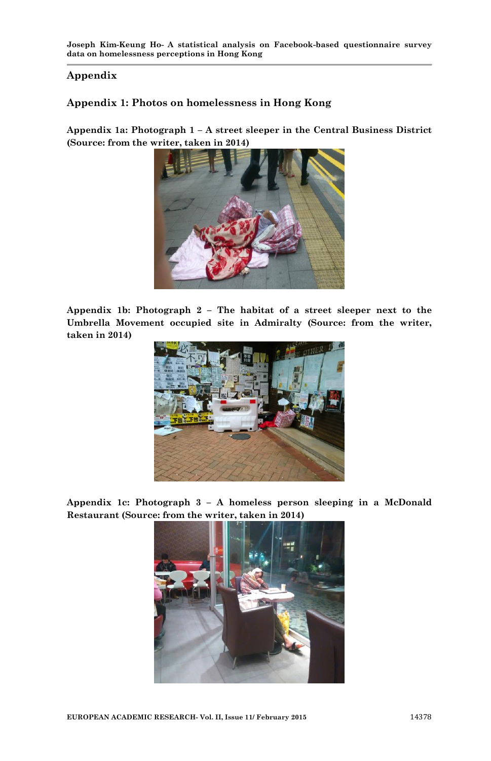## Appendix

### Appendix 1: Photos on homelessness in Hong Kong

**Appendix 1a: Photograph 1 – A street sleeper in the Central Business District (Source: from the writer, taken in 2014)**

**Appendix 1b: Photograph 2 – The habitat of a street sleeper next to the Umbrella Movement occupied site in Admiralty (Source: from the writer, taken in 2014)**

**Appendix 1c: Photograph 3 – A homeless person sleeping in a McDonald Restaurant (Source: from the writer, taken in 2014)**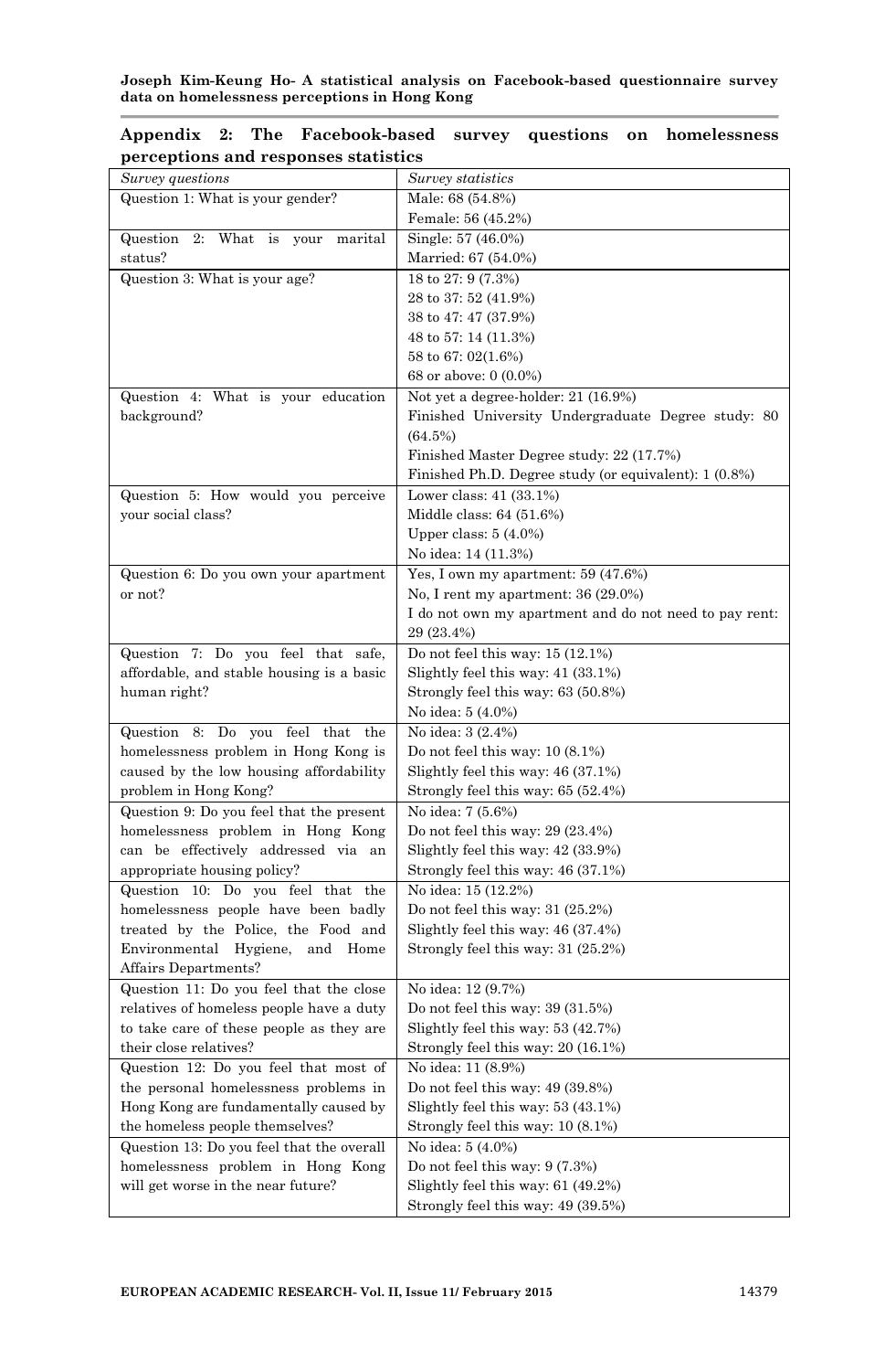## Appendix 2: The Facebook-based survey questions on homelessness perceptions and responses statistics

| *Survey questions* | *Survey statistics* |
|---|---|
| Question 1: What is your gender? | Male: 68 (54.8%)<br>Female: 56 (45.2%) |
| Question 2: What is your marital status? | Single: 57 (46.0%)<br>Married: 67 (54.0%) |
| Question 3: What is your age? | 18 to 27: 9 (7.3%)<br>28 to 37: 52 (41.9%)<br>38 to 47: 47 (37.9%)<br>48 to 57: 14 (11.3%)<br>58 to 67: 02(1.6%)<br>68 or above: 0 (0.0%) |
| Question 4: What is your education background? | Not yet a degree-holder: 21 (16.9%)<br>Finished University Undergraduate Degree study: 80 (64.5%)<br>Finished Master Degree study: 22 (17.7%)<br>Finished Ph.D. Degree study (or equivalent): 1 (0.8%) |
| Question 5: How would you perceive your social class? | Lower class: 41 (33.1%)<br>Middle class: 64 (51.6%)<br>Upper class: 5 (4.0%)<br>No idea: 14 (11.3%) |
| Question 6: Do you own your apartment or not? | Yes, I own my apartment: 59 (47.6%)<br>No, I rent my apartment: 36 (29.0%)<br>I do not own my apartment and do not need to pay rent: 29 (23.4%) |
| Question 7: Do you feel that safe, affordable, and stable housing is a basic human right? | Do not feel this way: 15 (12.1%)<br>Slightly feel this way: 41 (33.1%)<br>Strongly feel this way: 63 (50.8%)<br>No idea: 5 (4.0%) |
| Question 8: Do you feel that the homelessness problem in Hong Kong is caused by the low housing affordability problem in Hong Kong? | No idea: 3 (2.4%)<br>Do not feel this way: 10 (8.1%)<br>Slightly feel this way: 46 (37.1%)<br>Strongly feel this way: 65 (52.4%) |
| Question 9: Do you feel that the present homelessness problem in Hong Kong can be effectively addressed via an appropriate housing policy? | No idea: 7 (5.6%)<br>Do not feel this way: 29 (23.4%)<br>Slightly feel this way: 42 (33.9%)<br>Strongly feel this way: 46 (37.1%) |
| Question 10: Do you feel that the homelessness people have been badly treated by the Police, the Food and Environmental Hygiene, and Home Affairs Departments? | No idea: 15 (12.2%)<br>Do not feel this way: 31 (25.2%)<br>Slightly feel this way: 46 (37.4%)<br>Strongly feel this way: 31 (25.2%) |
| Question 11: Do you feel that the close relatives of homeless people have a duty to take care of these people as they are their close relatives? | No idea: 12 (9.7%)<br>Do not feel this way: 39 (31.5%)<br>Slightly feel this way: 53 (42.7%)<br>Strongly feel this way: 20 (16.1%) |
| Question 12: Do you feel that most of the personal homelessness problems in Hong Kong are fundamentally caused by the homeless people themselves? | No idea: 11 (8.9%)<br>Do not feel this way: 49 (39.8%)<br>Slightly feel this way: 53 (43.1%)<br>Strongly feel this way: 10 (8.1%) |
| Question 13: Do you feel that the overall homelessness problem in Hong Kong will get worse in the near future? | No idea: 5 (4.0%)<br>Do not feel this way: 9 (7.3%)<br>Slightly feel this way: 61 (49.2%)<br>Strongly feel this way: 49 (39.5%) |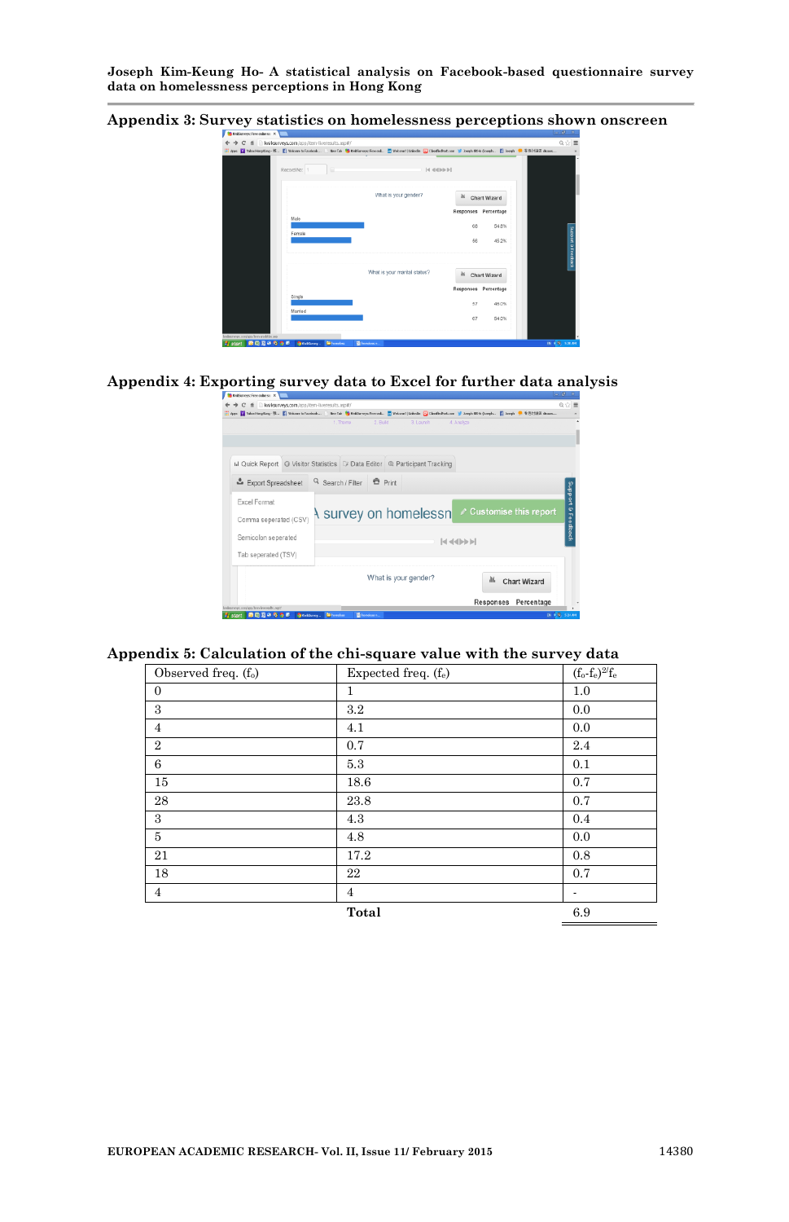## Appendix 3: Survey statistics on homelessness perceptions shown onscreen

## Appendix 4: Exporting survey data to Excel for further data analysis

## Appendix 5: Calculation of the chi-square value with the survey data

| Observed freq. ($f_o$) | Expected freq. ($f_e$) | $(f_o-f_e)^2/f_e$ |
|---|---|---|
| 0 | 1 | 1.0 |
| 3 | 3.2 | 0.0 |
| 4 | 4.1 | 0.0 |
| 2 | 0.7 | 2.4 |
| 6 | 5.3 | 0.1 |
| 15 | 18.6 | 0.7 |
| 28 | 23.8 | 0.7 |
| 3 | 4.3 | 0.4 |
| 5 | 4.8 | 0.0 |
| 21 | 17.2 | 0.8 |
| 18 | 22 | 0.7 |
| 4 | 4 | - |
| | **Total** | 6.9 |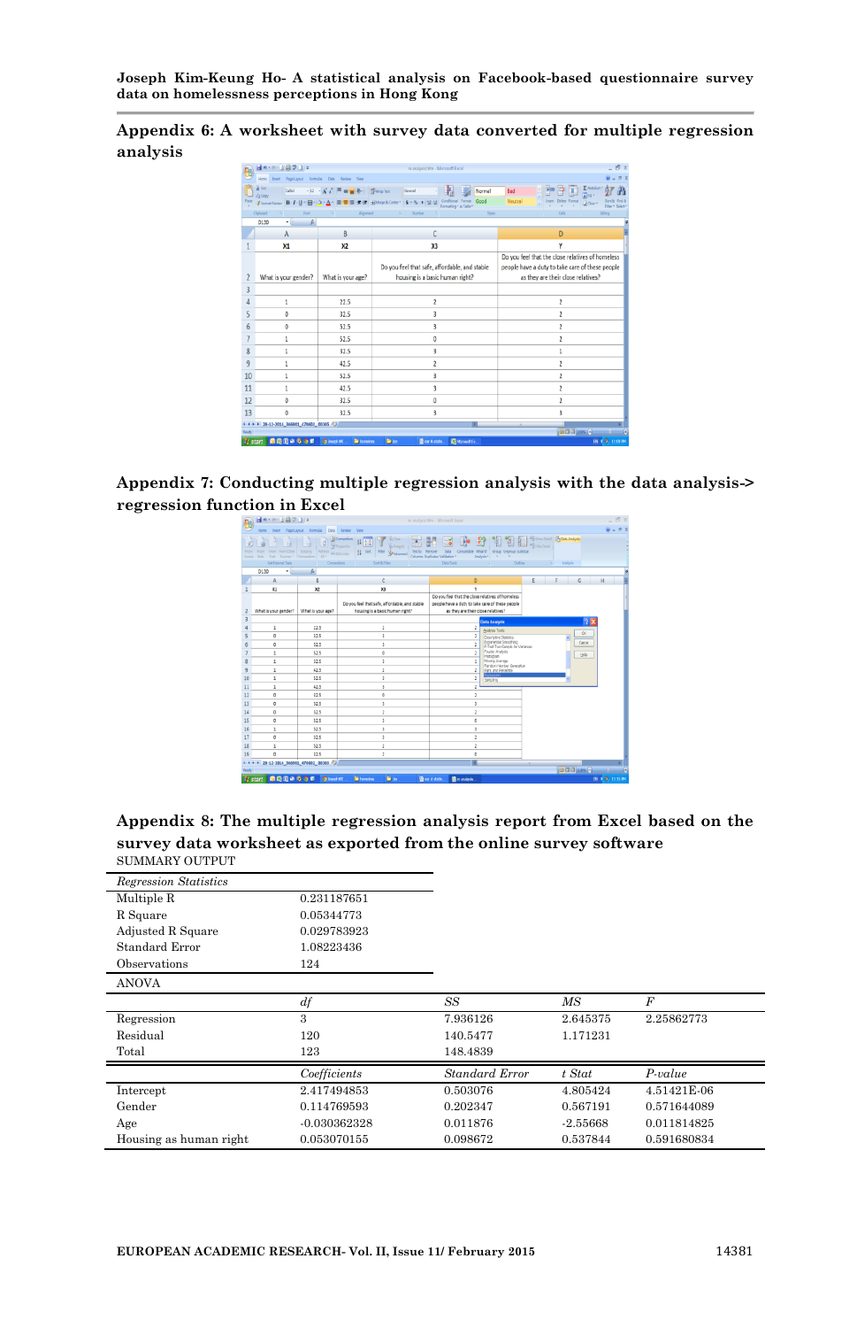## Appendix 6: A worksheet with survey data converted for multiple regression analysis

## Appendix 7: Conducting multiple regression analysis with the data analysis-> regression function in Excel

## Appendix 8: The multiple regression analysis report from Excel based on the survey data worksheet as exported from the online survey software

SUMMARY OUTPUT

| *Regression Statistics* | |
|---|---|
| Multiple R | 0.231187651 |
| R Square | 0.05344773 |
| Adjusted R Square | 0.029783923 |
| Standard Error | 1.08223436 |
| Observations | 124 |

ANOVA

| | *df* | *SS* | *MS* | *F* |
|---|---|---|---|---|
| Regression | 3 | 7.936126 | 2.645375 | 2.25862773 |
| Residual | 120 | 140.5477 | 1.171231 | |
| Total | 123 | 148.4839 | | |

| | *Coefficients* | *Standard Error* | *t Stat* | *P-value* |
|---|---|---|---|---|
| Intercept | 2.417494853 | 0.503076 | 4.805424 | 4.51421E-06 |
| Gender | 0.114769593 | 0.202347 | 0.567191 | 0.571644089 |
| Age | -0.030362328 | 0.011876 | -2.55668 | 0.011814825 |
| Housing as human right | 0.053070155 | 0.098672 | 0.537844 | 0.591680834 |